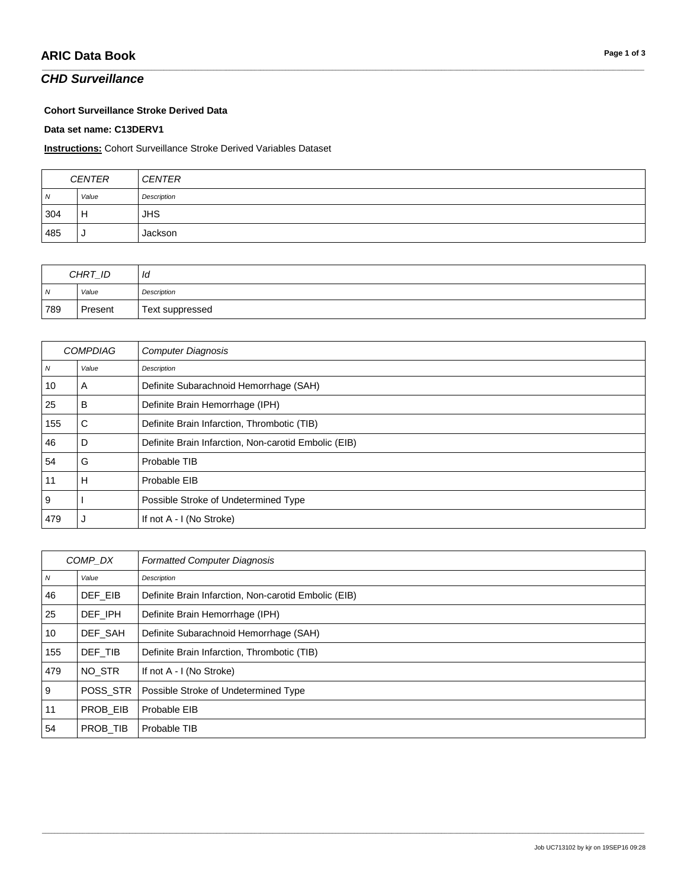# ARIC Data Book

## *CHD Surveillance*

**Cohort Surveillance Stroke Derived Data**

**Data set name: C13DERV1**

**Instructions:** Cohort Surveillance Stroke Derived Variables Dataset

| CENTER | | CENTER |
|---|---|---|
| *N* | *Value* | *Description* |
| 304 | H | JHS |
| 485 | J | Jackson |

| CHRT_ID | | Id |
|---|---|---|
| *N* | *Value* | *Description* |
| 789 | Present | Text suppressed |

| COMPDIAG | | Computer Diagnosis |
|---|---|---|
| *N* | *Value* | *Description* |
| 10 | A | Definite Subarachnoid Hemorrhage (SAH) |
| 25 | B | Definite Brain Hemorrhage (IPH) |
| 155 | C | Definite Brain Infarction, Thrombotic (TIB) |
| 46 | D | Definite Brain Infarction, Non-carotid Embolic (EIB) |
| 54 | G | Probable TIB |
| 11 | H | Probable EIB |
| 9 | I | Possible Stroke of Undetermined Type |
| 479 | J | If not A - I (No Stroke) |

| COMP_DX | | Formatted Computer Diagnosis |
|---|---|---|
| *N* | *Value* | *Description* |
| 46 | DEF_EIB | Definite Brain Infarction, Non-carotid Embolic (EIB) |
| 25 | DEF_IPH | Definite Brain Hemorrhage (IPH) |
| 10 | DEF_SAH | Definite Subarachnoid Hemorrhage (SAH) |
| 155 | DEF_TIB | Definite Brain Infarction, Thrombotic (TIB) |
| 479 | NO_STR | If not A - I (No Stroke) |
| 9 | POSS_STR | Possible Stroke of Undetermined Type |
| 11 | PROB_EIB | Probable EIB |
| 54 | PROB_TIB | Probable TIB |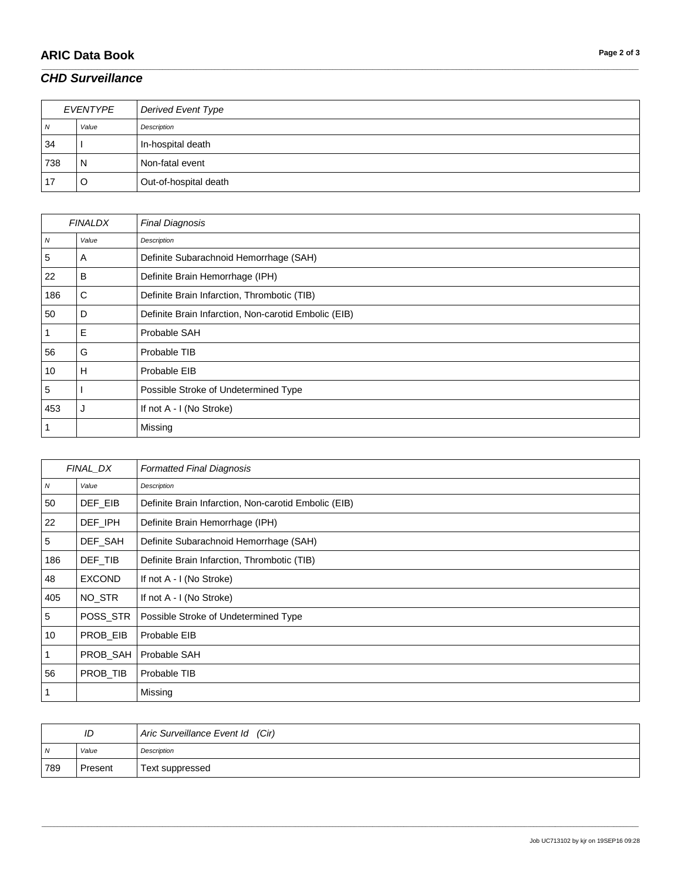## *CHD Surveillance*

| *EVENTYPE* | | *Derived Event Type* |
|---|---|---|
| *N* | *Value* | *Description* |
| 34 | I | In-hospital death |
| 738 | N | Non-fatal event |
| 17 | O | Out-of-hospital death |

| *FINALDX* | | *Final Diagnosis* |
|---|---|---|
| *N* | *Value* | *Description* |
| 5 | A | Definite Subarachnoid Hemorrhage (SAH) |
| 22 | B | Definite Brain Hemorrhage (IPH) |
| 186 | C | Definite Brain Infarction, Thrombotic (TIB) |
| 50 | D | Definite Brain Infarction, Non-carotid Embolic (EIB) |
| 1 | E | Probable SAH |
| 56 | G | Probable TIB |
| 10 | H | Probable EIB |
| 5 | I | Possible Stroke of Undetermined Type |
| 453 | J | If not A - I (No Stroke) |
| 1 | | Missing |

| *FINAL_DX* | | *Formatted Final Diagnosis* |
|---|---|---|
| *N* | *Value* | *Description* |
| 50 | DEF_EIB | Definite Brain Infarction, Non-carotid Embolic (EIB) |
| 22 | DEF_IPH | Definite Brain Hemorrhage (IPH) |
| 5 | DEF_SAH | Definite Subarachnoid Hemorrhage (SAH) |
| 186 | DEF_TIB | Definite Brain Infarction, Thrombotic (TIB) |
| 48 | EXCOND | If not A - I (No Stroke) |
| 405 | NO_STR | If not A - I (No Stroke) |
| 5 | POSS_STR | Possible Stroke of Undetermined Type |
| 10 | PROB_EIB | Probable EIB |
| 1 | PROB_SAH | Probable SAH |
| 56 | PROB_TIB | Probable TIB |
| 1 | | Missing |

| *ID* | | *Aric Surveillance Event Id (Cir)* |
|---|---|---|
| *N* | *Value* | *Description* |
| 789 | Present | Text suppressed |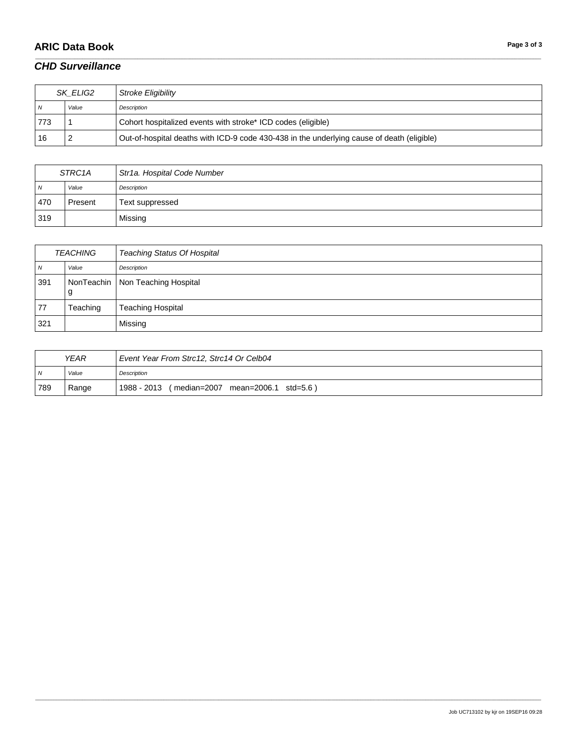## CHD Surveillance

| SK_ELIG2 | | Stroke Eligibility |
|---|---|---|
| N | Value | Description |
| 773 | 1 | Cohort hospitalized events with stroke* ICD codes (eligible) |
| 16 | 2 | Out-of-hospital deaths with ICD-9 code 430-438 in the underlying cause of death (eligible) |

| STRC1A | | Str1a. Hospital Code Number |
|---|---|---|
| N | Value | Description |
| 470 | Present | Text suppressed |
| 319 | | Missing |

| TEACHING | | Teaching Status Of Hospital |
|---|---|---|
| N | Value | Description |
| 391 | NonTeaching | Non Teaching Hospital |
| 77 | Teaching | Teaching Hospital |
| 321 | | Missing |

| YEAR | | Event Year From Strc12, Strc14 Or Celb04 |
|---|---|---|
| N | Value | Description |
| 789 | Range | 1988 - 2013 ( median=2007 mean=2006.1 std=5.6 ) |

Job UC713102 by kjr on 19SEP16 09:28